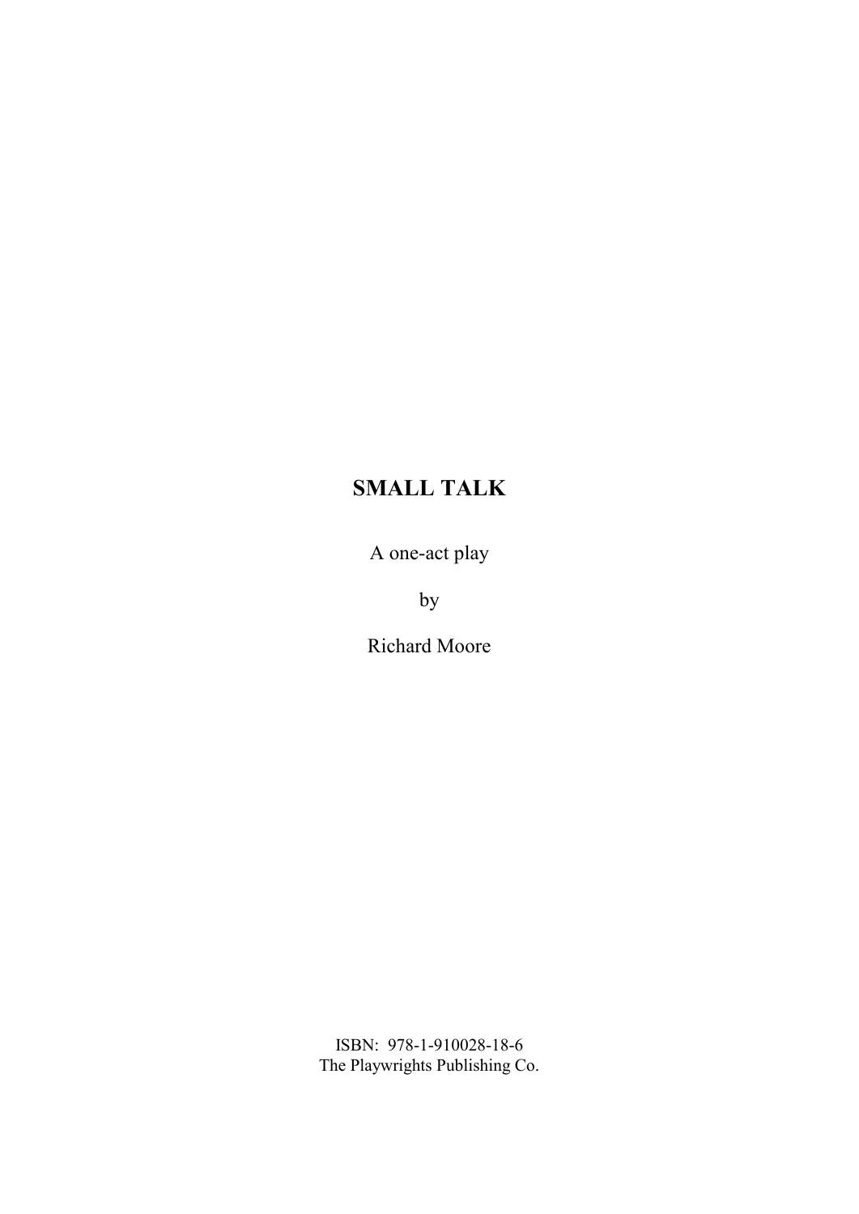# SMALL TALK

A one-act play

by

Richard Moore

ISBN: 978-1-910028-18-6
The Playwrights Publishing Co.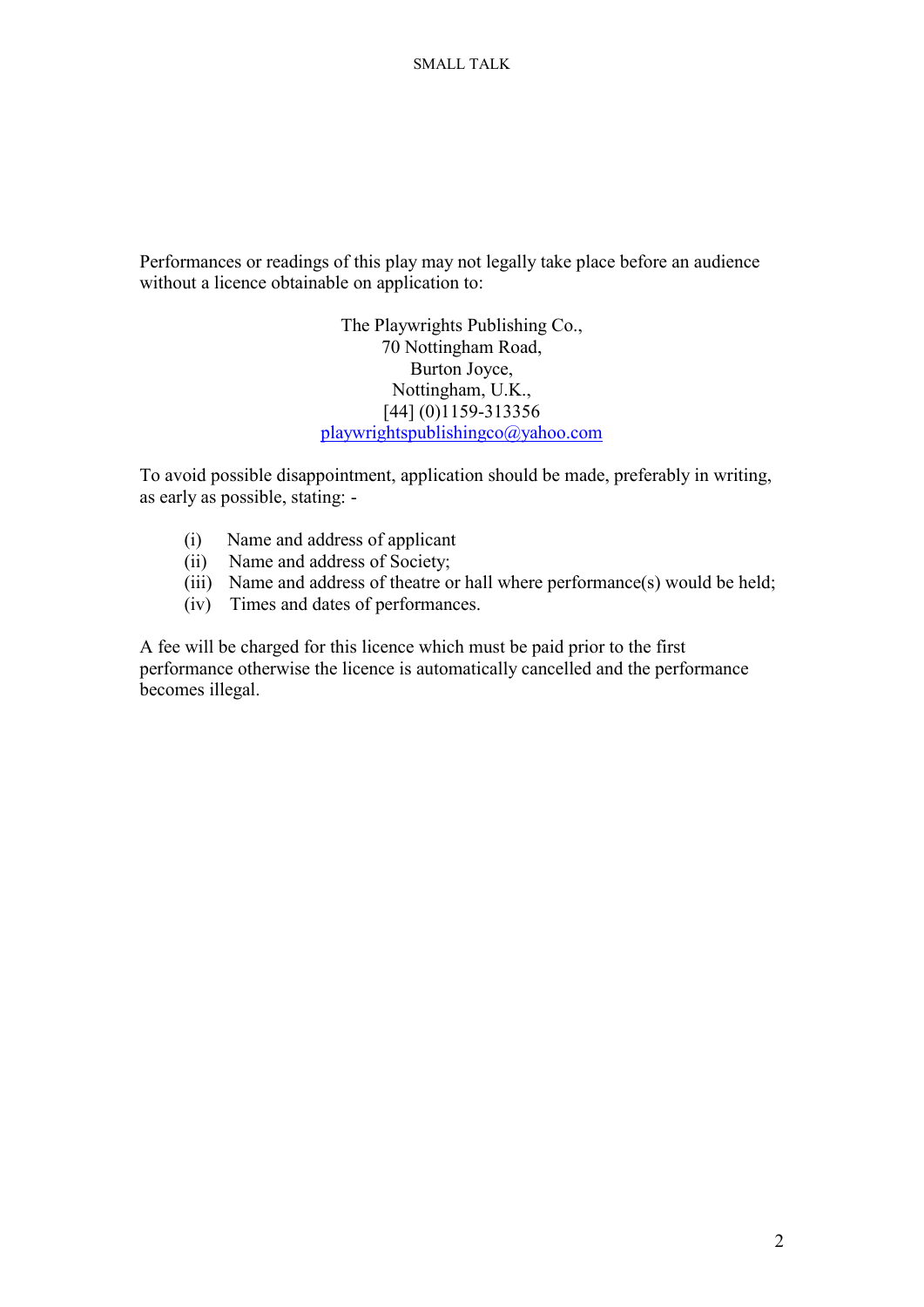Performances or readings of this play may not legally take place before an audience without a licence obtainable on application to:

The Playwrights Publishing Co.,
70 Nottingham Road,
Burton Joyce,
Nottingham, U.K.,
[44] (0)1159-313356
playwrightspublishingco@yahoo.com

To avoid possible disappointment, application should be made, preferably in writing, as early as possible, stating: -

(i) Name and address of applicant
(ii) Name and address of Society;
(iii) Name and address of theatre or hall where performance(s) would be held;
(iv) Times and dates of performances.

A fee will be charged for this licence which must be paid prior to the first performance otherwise the licence is automatically cancelled and the performance becomes illegal.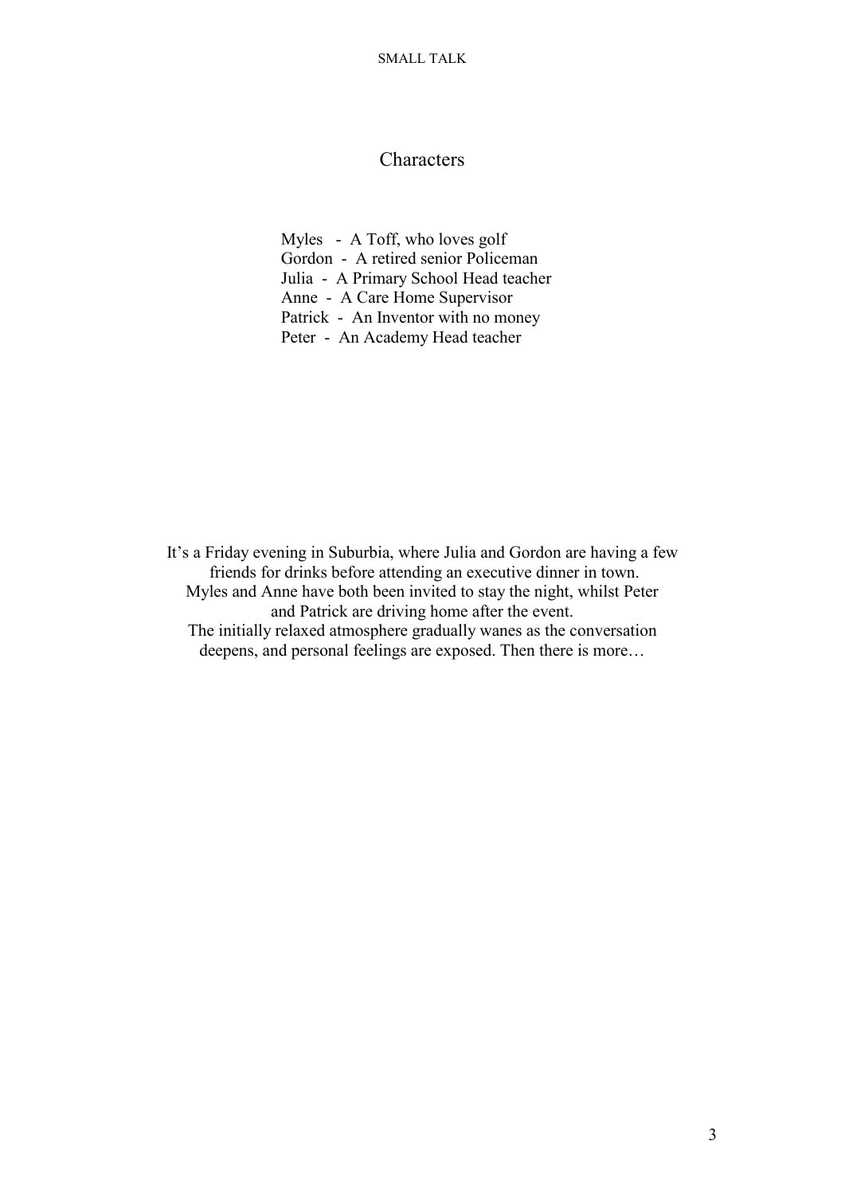## Characters

Myles - A Toff, who loves golf
Gordon - A retired senior Policeman
Julia - A Primary School Head teacher
Anne - A Care Home Supervisor
Patrick - An Inventor with no money
Peter - An Academy Head teacher

It's a Friday evening in Suburbia, where Julia and Gordon are having a few friends for drinks before attending an executive dinner in town. Myles and Anne have both been invited to stay the night, whilst Peter and Patrick are driving home after the event. The initially relaxed atmosphere gradually wanes as the conversation deepens, and personal feelings are exposed. Then there is more…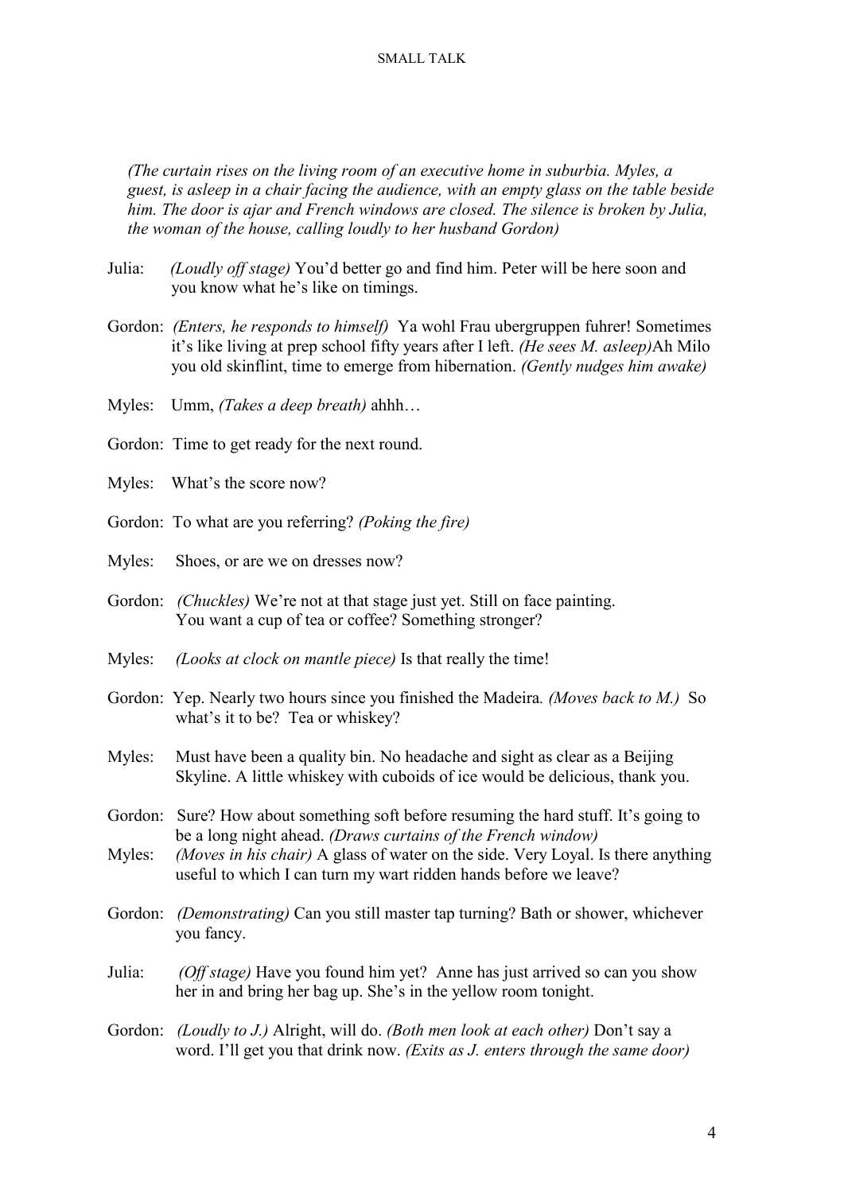*(The curtain rises on the living room of an executive home in suburbia. Myles, a guest, is asleep in a chair facing the audience, with an empty glass on the table beside him. The door is ajar and French windows are closed. The silence is broken by Julia, the woman of the house, calling loudly to her husband Gordon)*

Julia: *(Loudly off stage)* You'd better go and find him. Peter will be here soon and you know what he's like on timings.

Gordon: *(Enters, he responds to himself)* Ya wohl Frau ubergruppen fuhrer! Sometimes it's like living at prep school fifty years after I left. *(He sees M. asleep)*Ah Milo you old skinflint, time to emerge from hibernation. *(Gently nudges him awake)*

Myles: Umm, *(Takes a deep breath)* ahhh…

Gordon: Time to get ready for the next round.

Myles: What's the score now?

Gordon: To what are you referring? *(Poking the fire)*

Myles: Shoes, or are we on dresses now?

Gordon: *(Chuckles)* We're not at that stage just yet. Still on face painting. You want a cup of tea or coffee? Something stronger?

Myles: *(Looks at clock on mantle piece)* Is that really the time!

Gordon: Yep. Nearly two hours since you finished the Madeira*.* *(Moves back to M.)* So what's it to be? Tea or whiskey?

Myles: Must have been a quality bin. No headache and sight as clear as a Beijing Skyline. A little whiskey with cuboids of ice would be delicious, thank you.

Gordon: Sure? How about something soft before resuming the hard stuff. It's going to be a long night ahead. *(Draws curtains of the French window)*

Myles: *(Moves in his chair)* A glass of water on the side. Very Loyal. Is there anything useful to which I can turn my wart ridden hands before we leave?

Gordon: *(Demonstrating)* Can you still master tap turning? Bath or shower, whichever you fancy.

Julia: *(Off stage)* Have you found him yet? Anne has just arrived so can you show her in and bring her bag up. She's in the yellow room tonight.

Gordon: *(Loudly to J.)* Alright, will do. *(Both men look at each other)* Don't say a word. I'll get you that drink now. *(Exits as J. enters through the same door)*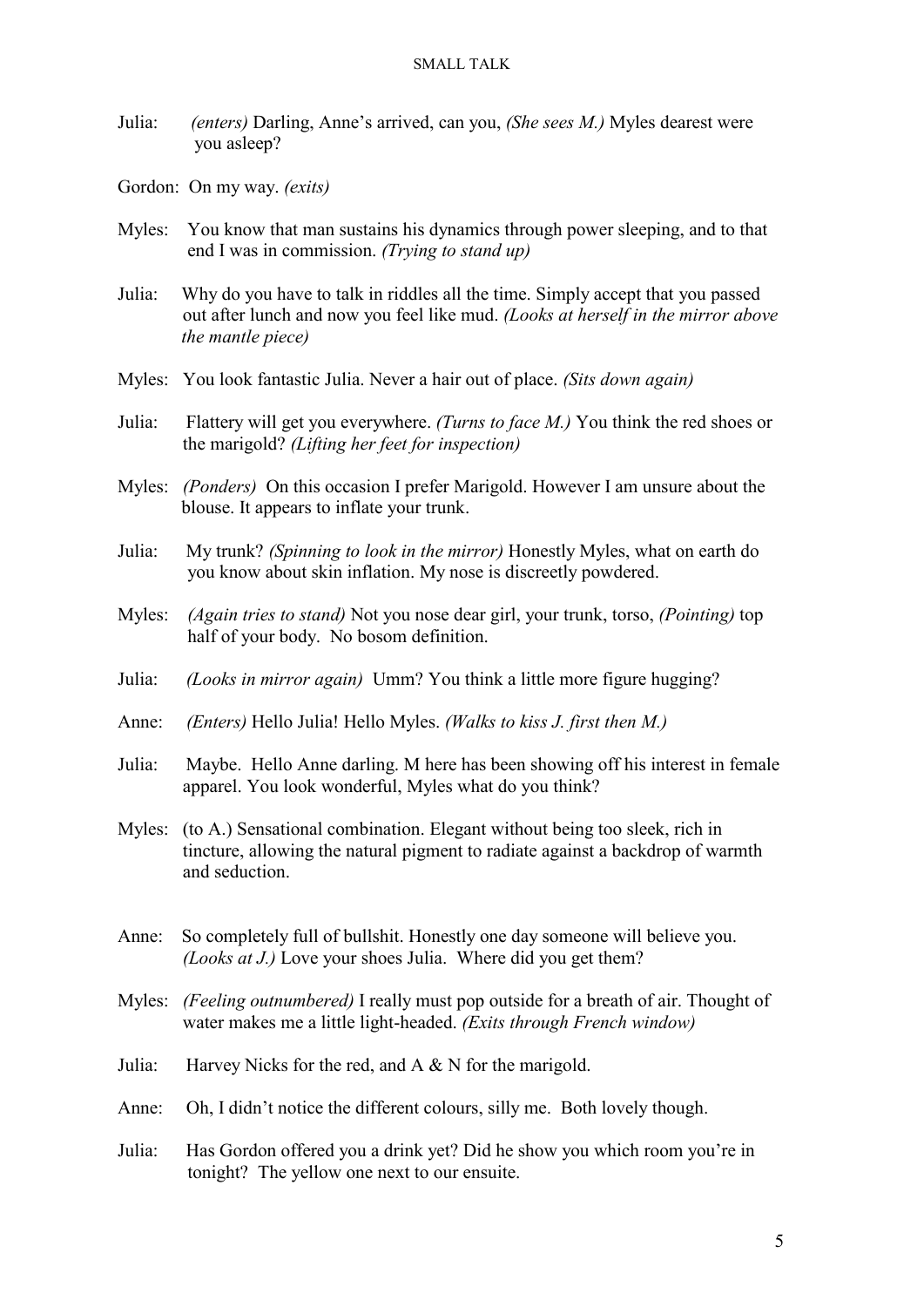Julia: *(enters)* Darling, Anne's arrived, can you, *(She sees M.)* Myles dearest were you asleep?

Gordon: On my way. *(exits)*

Myles: You know that man sustains his dynamics through power sleeping, and to that end I was in commission. *(Trying to stand up)*

Julia: Why do you have to talk in riddles all the time. Simply accept that you passed out after lunch and now you feel like mud. *(Looks at herself in the mirror above the mantle piece)*

Myles: You look fantastic Julia. Never a hair out of place. *(Sits down again)*

Julia: Flattery will get you everywhere. *(Turns to face M.)* You think the red shoes or the marigold? *(Lifting her feet for inspection)*

Myles: *(Ponders)* On this occasion I prefer Marigold. However I am unsure about the blouse. It appears to inflate your trunk.

Julia: My trunk? *(Spinning to look in the mirror)* Honestly Myles, what on earth do you know about skin inflation. My nose is discreetly powdered.

Myles: *(Again tries to stand)* Not you nose dear girl, your trunk, torso, *(Pointing)* top half of your body. No bosom definition.

Julia: *(Looks in mirror again)* Umm? You think a little more figure hugging?

Anne: *(Enters)* Hello Julia! Hello Myles. *(Walks to kiss J. first then M.)*

Julia: Maybe. Hello Anne darling. M here has been showing off his interest in female apparel. You look wonderful, Myles what do you think?

Myles: (to A.) Sensational combination. Elegant without being too sleek, rich in tincture, allowing the natural pigment to radiate against a backdrop of warmth and seduction.

Anne: So completely full of bullshit. Honestly one day someone will believe you. *(Looks at J.)* Love your shoes Julia. Where did you get them?

Myles: *(Feeling outnumbered)* I really must pop outside for a breath of air. Thought of water makes me a little light-headed. *(Exits through French window)*

Julia: Harvey Nicks for the red, and A & N for the marigold.

Anne: Oh, I didn't notice the different colours, silly me. Both lovely though.

Julia: Has Gordon offered you a drink yet? Did he show you which room you're in tonight? The yellow one next to our ensuite.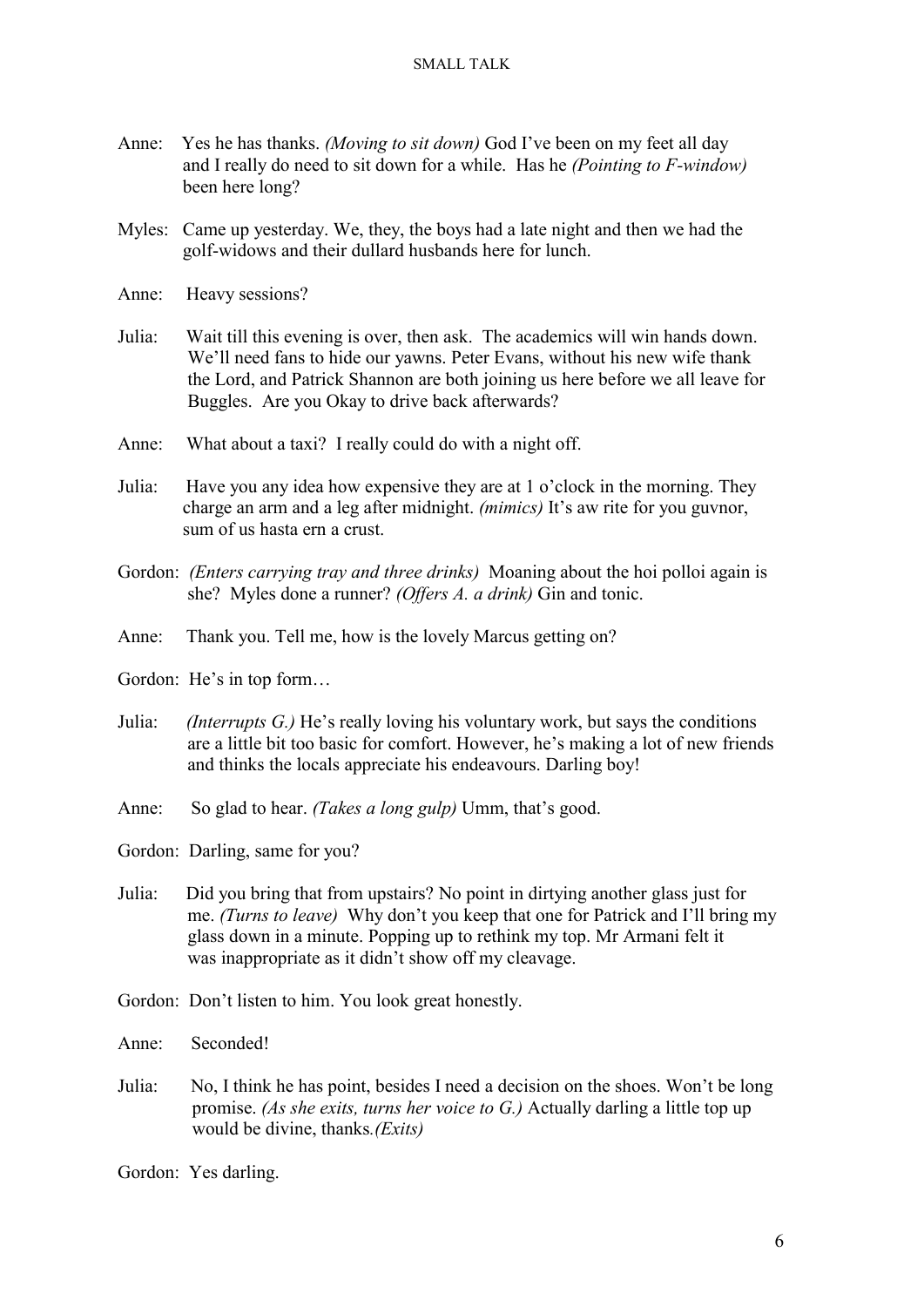Anne: Yes he has thanks. *(Moving to sit down)* God I've been on my feet all day and I really do need to sit down for a while. Has he *(Pointing to F-window)* been here long?

Myles: Came up yesterday. We, they, the boys had a late night and then we had the golf-widows and their dullard husbands here for lunch.

Anne: Heavy sessions?

Julia: Wait till this evening is over, then ask. The academics will win hands down. We'll need fans to hide our yawns. Peter Evans, without his new wife thank the Lord, and Patrick Shannon are both joining us here before we all leave for Buggles. Are you Okay to drive back afterwards?

Anne: What about a taxi? I really could do with a night off.

Julia: Have you any idea how expensive they are at 1 o'clock in the morning. They charge an arm and a leg after midnight. *(mimics)* It's aw rite for you guvnor, sum of us hasta ern a crust.

Gordon: *(Enters carrying tray and three drinks)* Moaning about the hoi polloi again is she? Myles done a runner? *(Offers A. a drink)* Gin and tonic.

Anne: Thank you. Tell me, how is the lovely Marcus getting on?

Gordon: He's in top form…

Julia: *(Interrupts G.)* He's really loving his voluntary work, but says the conditions are a little bit too basic for comfort. However, he's making a lot of new friends and thinks the locals appreciate his endeavours. Darling boy!

Anne: So glad to hear. *(Takes a long gulp)* Umm, that's good.

Gordon: Darling, same for you?

Julia: Did you bring that from upstairs? No point in dirtying another glass just for me. *(Turns to leave)* Why don't you keep that one for Patrick and I'll bring my glass down in a minute. Popping up to rethink my top. Mr Armani felt it was inappropriate as it didn't show off my cleavage.

Gordon: Don't listen to him. You look great honestly.

Anne: Seconded!

Julia: No, I think he has point, besides I need a decision on the shoes. Won't be long promise. *(As she exits, turns her voice to G.)* Actually darling a little top up would be divine, thanks. *(Exits)*

Gordon: Yes darling.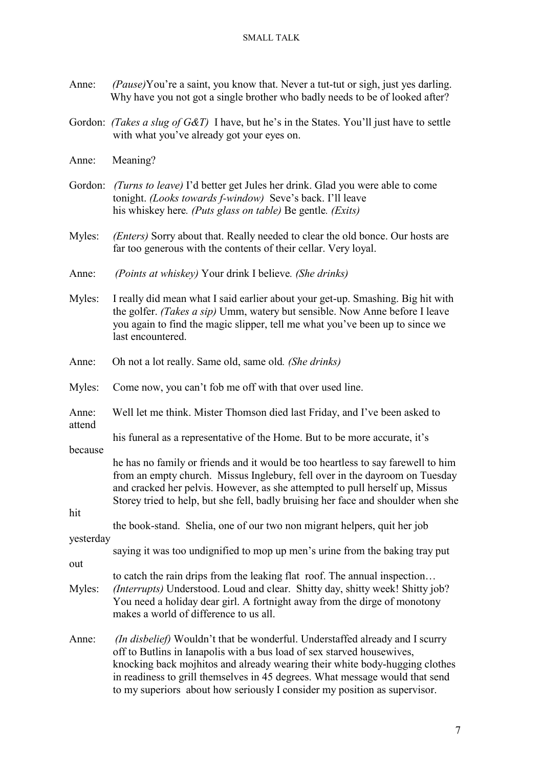Anne: *(Pause)*You're a saint, you know that. Never a tut-tut or sigh, just yes darling. Why have you not got a single brother who badly needs to be of looked after?

Gordon: *(Takes a slug of G&T)* I have, but he's in the States. You'll just have to settle with what you've already got your eyes on.

Anne: Meaning?

Gordon: *(Turns to leave)* I'd better get Jules her drink. Glad you were able to come tonight. *(Looks towards f-window)* Seve's back. I'll leave his whiskey here. *(Puts glass on table)* Be gentle. *(Exits)*

Myles: *(Enters)* Sorry about that. Really needed to clear the old bonce. Our hosts are far too generous with the contents of their cellar. Very loyal.

Anne: *(Points at whiskey)* Your drink I believe. *(She drinks)*

Myles: I really did mean what I said earlier about your get-up. Smashing. Big hit with the golfer. *(Takes a sip)* Umm, watery but sensible. Now Anne before I leave you again to find the magic slipper, tell me what you've been up to since we last encountered.

Anne: Oh not a lot really. Same old, same old. *(She drinks)*

Myles: Come now, you can't fob me off with that over used line.

Anne: Well let me think. Mister Thomson died last Friday, and I've been asked to attend his funeral as a representative of the Home. But to be more accurate, it's because he has no family or friends and it would be too heartless to say farewell to him from an empty church. Missus Inglebury, fell over in the dayroom on Tuesday and cracked her pelvis. However, as she attempted to pull herself up, Missus Storey tried to help, but she fell, badly bruising her face and shoulder when she hit the book-stand. Shelia, one of our two non migrant helpers, quit her job yesterday saying it was too undignified to mop up men's urine from the baking tray put out to catch the rain drips from the leaking flat roof. The annual inspection…

Myles: *(Interrupts)* Understood. Loud and clear. Shitty day, shitty week! Shitty job? You need a holiday dear girl. A fortnight away from the dirge of monotony makes a world of difference to us all.

Anne: *(In disbelief)* Wouldn't that be wonderful. Understaffed already and I scurry off to Butlins in Ianapolis with a bus load of sex starved housewives, knocking back mojhitos and already wearing their white body-hugging clothes in readiness to grill themselves in 45 degrees. What message would that send to my superiors about how seriously I consider my position as supervisor.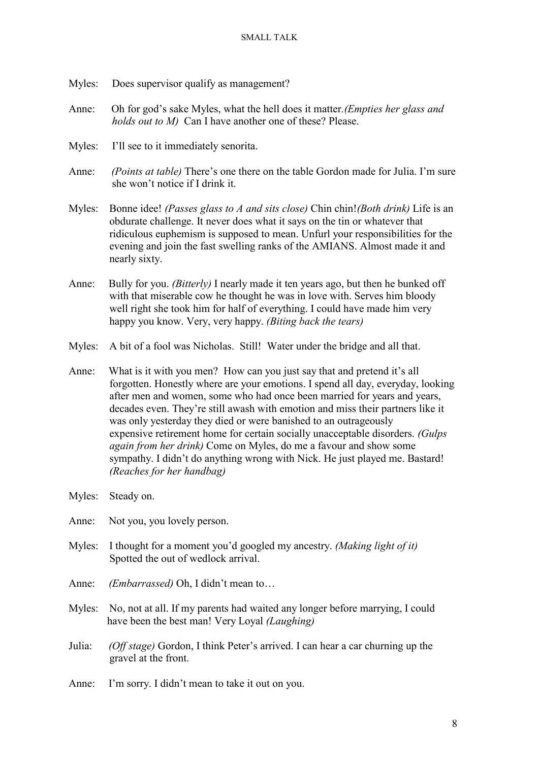Myles: Does supervisor qualify as management?

Anne: Oh for god's sake Myles, what the hell does it matter.*(Empties her glass and holds out to M)* Can I have another one of these? Please.

Myles: I'll see to it immediately senorita.

Anne: *(Points at table)* There's one there on the table Gordon made for Julia. I'm sure she won't notice if I drink it.

Myles: Bonne idee! *(Passes glass to A and sits close)* Chin chin!*(Both drink)* Life is an obdurate challenge. It never does what it says on the tin or whatever that ridiculous euphemism is supposed to mean. Unfurl your responsibilities for the evening and join the fast swelling ranks of the AMIANS. Almost made it and nearly sixty.

Anne: Bully for you. *(Bitterly)* I nearly made it ten years ago, but then he bunked off with that miserable cow he thought he was in love with. Serves him bloody well right she took him for half of everything. I could have made him very happy you know. Very, very happy. *(Biting back the tears)*

Myles: A bit of a fool was Nicholas. Still! Water under the bridge and all that.

Anne: What is it with you men? How can you just say that and pretend it's all forgotten. Honestly where are your emotions. I spend all day, everyday, looking after men and women, some who had once been married for years and years, decades even. They're still awash with emotion and miss their partners like it was only yesterday they died or were banished to an outrageously expensive retirement home for certain socially unacceptable disorders. *(Gulps again from her drink)* Come on Myles, do me a favour and show some sympathy. I didn't do anything wrong with Nick. He just played me. Bastard! *(Reaches for her handbag)*

Myles: Steady on.

Anne: Not you, you lovely person.

Myles: I thought for a moment you'd googled my ancestry. *(Making light of it)* Spotted the out of wedlock arrival.

Anne: *(Embarrassed)* Oh, I didn't mean to…

Myles: No, not at all. If my parents had waited any longer before marrying, I could have been the best man! Very Loyal *(Laughing)*

Julia: *(Off stage)* Gordon, I think Peter's arrived. I can hear a car churning up the gravel at the front.

Anne: I'm sorry. I didn't mean to take it out on you.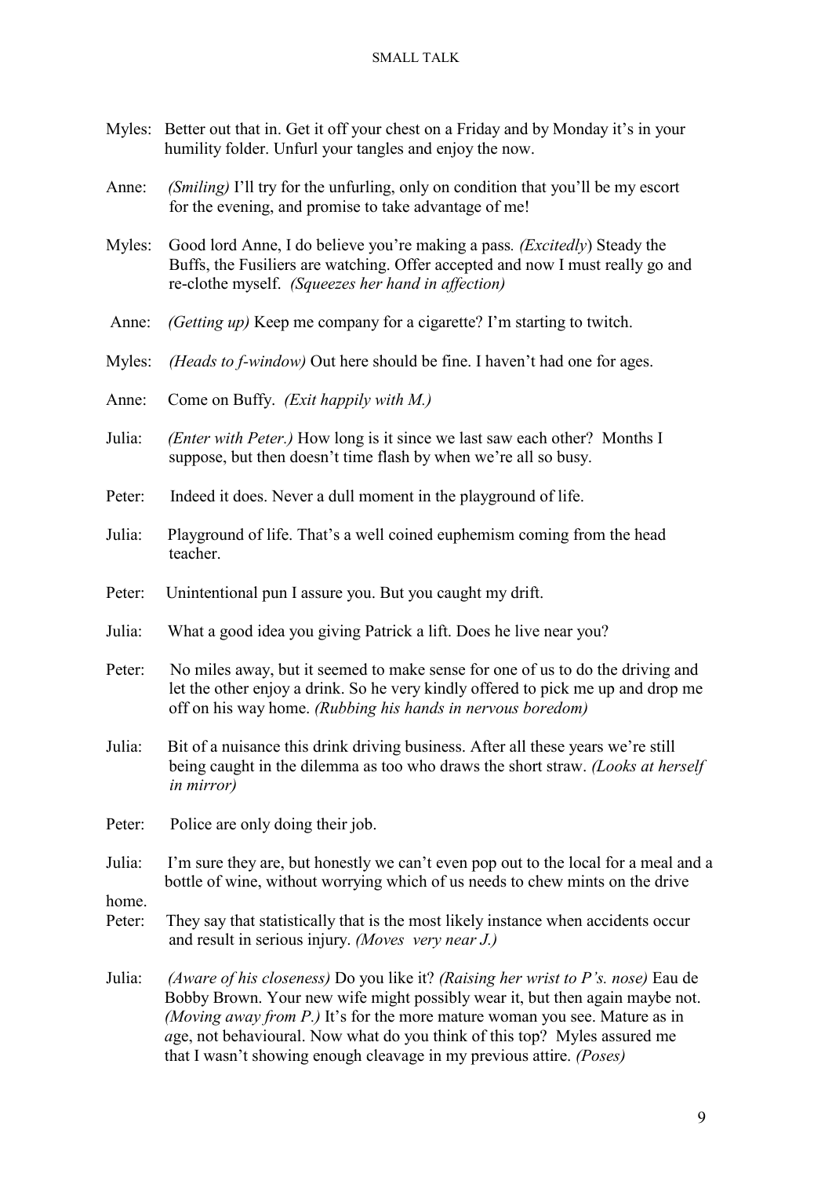Myles: Better out that in. Get it off your chest on a Friday and by Monday it's in your humility folder. Unfurl your tangles and enjoy the now.

Anne: *(Smiling)* I'll try for the unfurling, only on condition that you'll be my escort for the evening, and promise to take advantage of me!

Myles: Good lord Anne, I do believe you're making a pass. *(Excitedly*) Steady the Buffs, the Fusiliers are watching. Offer accepted and now I must really go and re-clothe myself. *(Squeezes her hand in affection)*

Anne: *(Getting up)* Keep me company for a cigarette? I'm starting to twitch.

Myles: *(Heads to f-window)* Out here should be fine. I haven't had one for ages.

Anne: Come on Buffy. *(Exit happily with M.)*

Julia: *(Enter with Peter.)* How long is it since we last saw each other? Months I suppose, but then doesn't time flash by when we're all so busy.

Peter: Indeed it does. Never a dull moment in the playground of life.

Julia: Playground of life. That's a well coined euphemism coming from the head teacher.

Peter: Unintentional pun I assure you. But you caught my drift.

Julia: What a good idea you giving Patrick a lift. Does he live near you?

Peter: No miles away, but it seemed to make sense for one of us to do the driving and let the other enjoy a drink. So he very kindly offered to pick me up and drop me off on his way home. *(Rubbing his hands in nervous boredom)*

Julia: Bit of a nuisance this drink driving business. After all these years we're still being caught in the dilemma as too who draws the short straw. *(Looks at herself in mirror)*

Peter: Police are only doing their job.

Julia: I'm sure they are, but honestly we can't even pop out to the local for a meal and a bottle of wine, without worrying which of us needs to chew mints on the drive home.

Peter: They say that statistically that is the most likely instance when accidents occur and result in serious injury. *(Moves very near J.)*

Julia: *(Aware of his closeness)* Do you like it? *(Raising her wrist to P's. nose)* Eau de Bobby Brown. Your new wife might possibly wear it, but then again maybe not. *(Moving away from P.)* It's for the more mature woman you see. Mature as in age, not behavioural. Now what do you think of this top? Myles assured me that I wasn't showing enough cleavage in my previous attire. *(Poses)*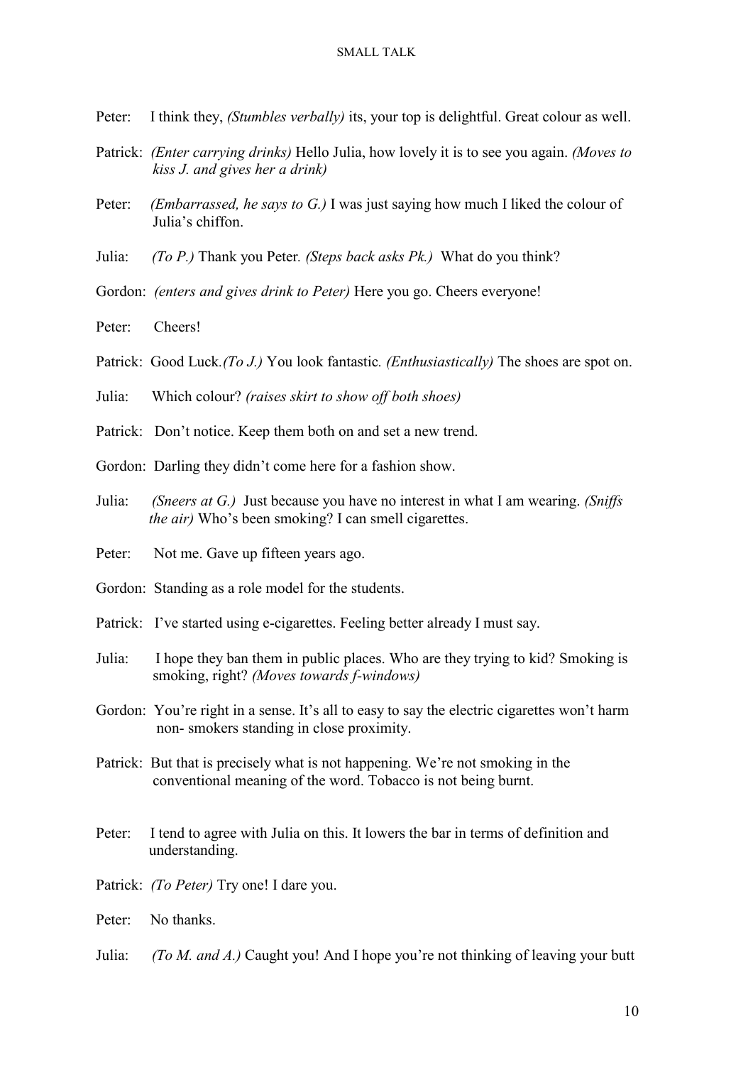Peter: I think they, *(Stumbles verbally)* its, your top is delightful. Great colour as well.

Patrick: *(Enter carrying drinks)* Hello Julia, how lovely it is to see you again. *(Moves to kiss J. and gives her a drink)*

Peter: *(Embarrassed, he says to G.)* I was just saying how much I liked the colour of Julia's chiffon.

Julia: *(To P.)* Thank you Peter. *(Steps back asks Pk.)* What do you think?

Gordon: *(enters and gives drink to Peter)* Here you go. Cheers everyone!

Peter: Cheers!

Patrick: Good Luck.*(To J.)* You look fantastic. *(Enthusiastically)* The shoes are spot on.

Julia: Which colour? *(raises skirt to show off both shoes)*

Patrick: Don't notice. Keep them both on and set a new trend.

Gordon: Darling they didn't come here for a fashion show.

Julia: *(Sneers at G.)* Just because you have no interest in what I am wearing. *(Sniffs the air)* Who's been smoking? I can smell cigarettes.

Peter: Not me. Gave up fifteen years ago.

Gordon: Standing as a role model for the students.

Patrick: I've started using e-cigarettes. Feeling better already I must say.

Julia: I hope they ban them in public places. Who are they trying to kid? Smoking is smoking, right? *(Moves towards f-windows)*

Gordon: You're right in a sense. It's all to easy to say the electric cigarettes won't harm non- smokers standing in close proximity.

Patrick: But that is precisely what is not happening. We're not smoking in the conventional meaning of the word. Tobacco is not being burnt.

Peter: I tend to agree with Julia on this. It lowers the bar in terms of definition and understanding.

Patrick: *(To Peter)* Try one! I dare you.

Peter: No thanks.

Julia: *(To M. and A.)* Caught you! And I hope you're not thinking of leaving your butt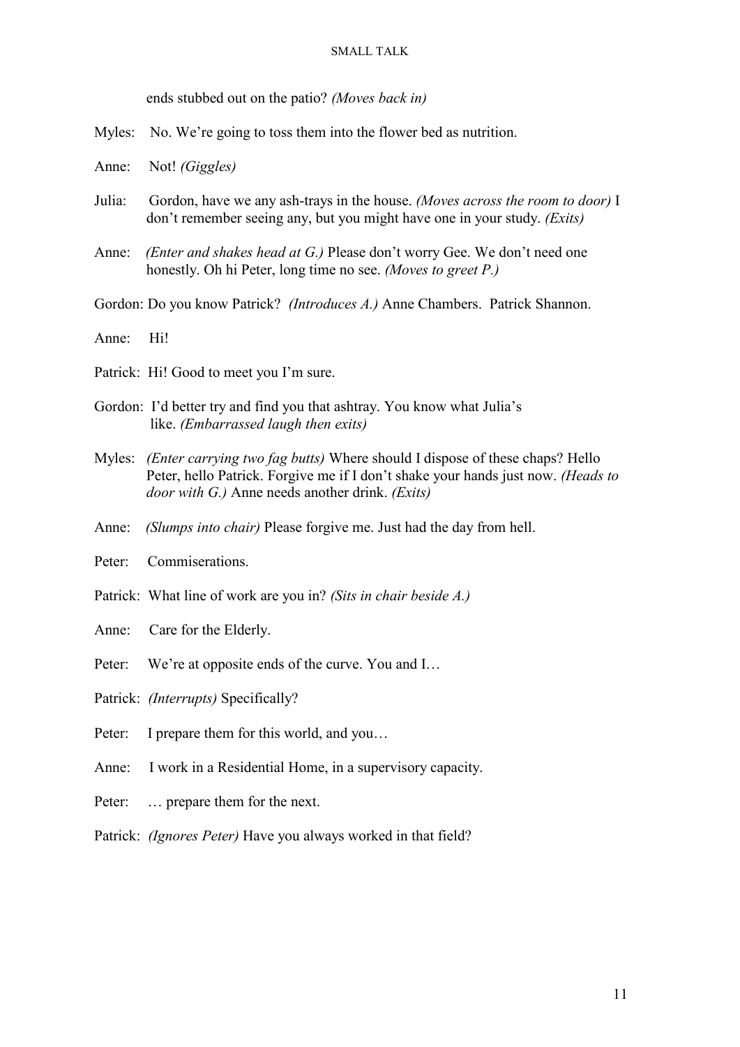ends stubbed out on the patio? *(Moves back in)*

Myles: No. We're going to toss them into the flower bed as nutrition.

Anne: Not! *(Giggles)*

Julia: Gordon, have we any ash-trays in the house. *(Moves across the room to door)* I don't remember seeing any, but you might have one in your study. *(Exits)*

Anne: *(Enter and shakes head at G.)* Please don't worry Gee. We don't need one honestly. Oh hi Peter, long time no see. *(Moves to greet P.)*

Gordon: Do you know Patrick? *(Introduces A.)* Anne Chambers. Patrick Shannon.

Anne: Hi!

Patrick: Hi! Good to meet you I'm sure.

Gordon: I'd better try and find you that ashtray. You know what Julia's like. *(Embarrassed laugh then exits)*

Myles: *(Enter carrying two fag butts)* Where should I dispose of these chaps? Hello Peter, hello Patrick. Forgive me if I don't shake your hands just now. *(Heads to door with G.)* Anne needs another drink. *(Exits)*

Anne: *(Slumps into chair)* Please forgive me. Just had the day from hell.

Peter: Commiserations.

Patrick: What line of work are you in? *(Sits in chair beside A.)*

Anne: Care for the Elderly.

Peter: We're at opposite ends of the curve. You and I…

Patrick: *(Interrupts)* Specifically?

Peter: I prepare them for this world, and you…

Anne: I work in a Residential Home, in a supervisory capacity.

Peter: … prepare them for the next.

Patrick: *(Ignores Peter)* Have you always worked in that field?